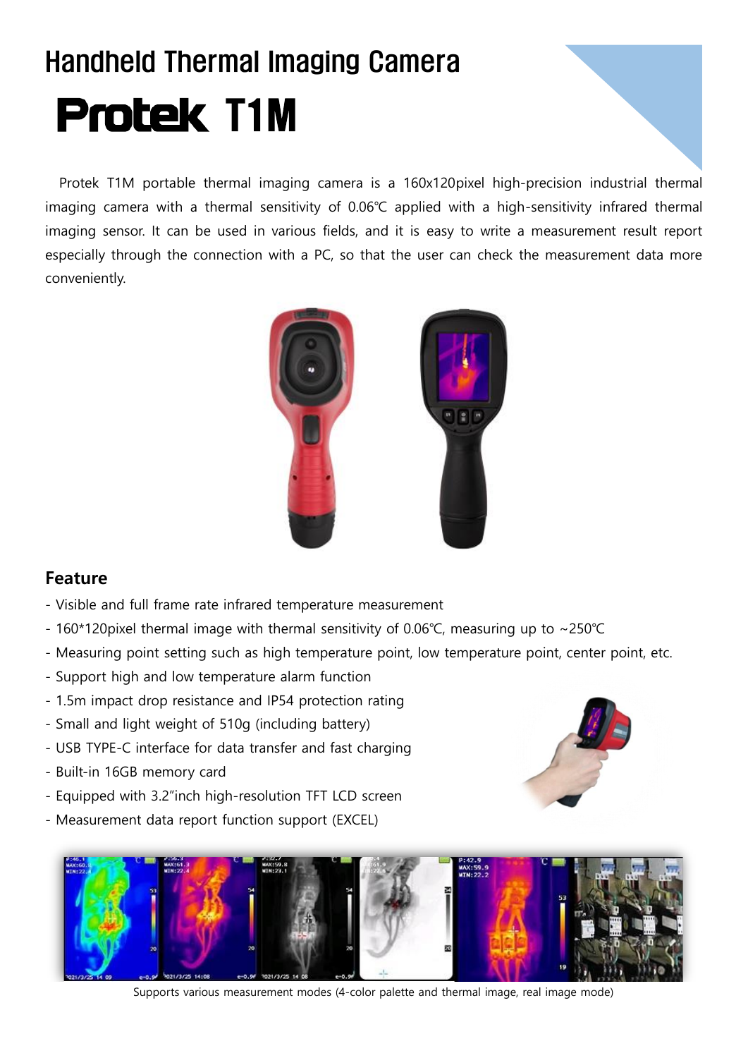# Handheld Thermal Imaging Camera

# Protek T1M

Protek T1M portable thermal imaging camera is a 160x120pixel high-precision industrial thermal imaging camera with a thermal sensitivity of 0.06℃ applied with a high-sensitivity infrared thermal imaging sensor. It can be used in various fields, and it is easy to write a measurement result report especially through the connection with a PC, so that the user can check the measurement data more conveniently.

## Feature

- Visible and full frame rate infrared temperature measurement
- 160*120pixel thermal image with thermal sensitivity of 0.06℃, measuring up to ~250℃
- Measuring point setting such as high temperature point, low temperature point, center point, etc.
- Support high and low temperature alarm function
- 1.5m impact drop resistance and IP54 protection rating
- Small and light weight of 510g (including battery)
- USB TYPE-C interface for data transfer and fast charging
- Built-in 16GB memory card
- Equipped with 3.2"inch high-resolution TFT LCD screen
- Measurement data report function support (EXCEL)

Supports various measurement modes (4-color palette and thermal image, real image mode)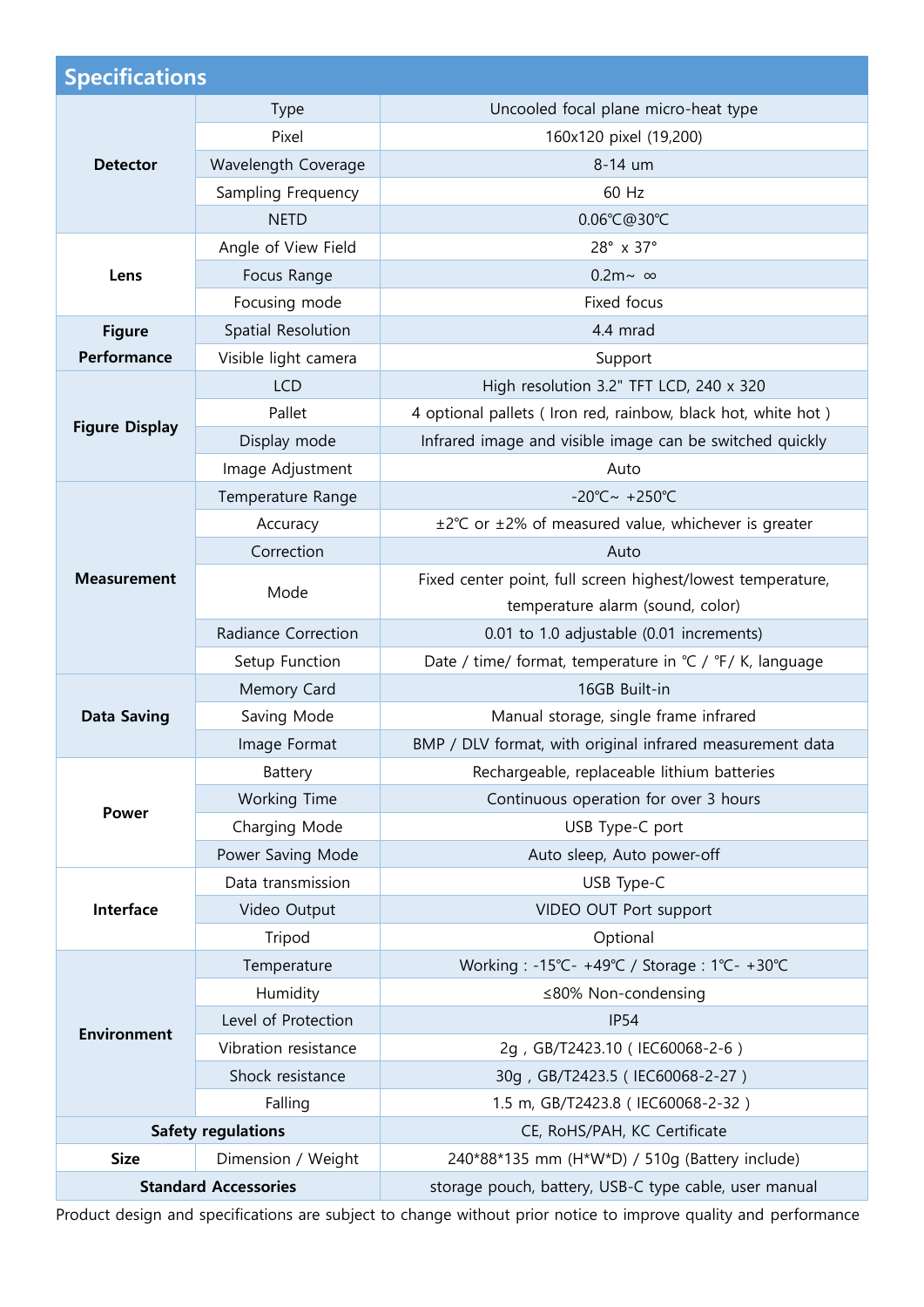## Specifications

| | | |
|---|---|---|
| **Detector** | Type | Uncooled focal plane micro-heat type |
| | Pixel | 160x120 pixel (19,200) |
| | Wavelength Coverage | 8-14 um |
| | Sampling Frequency | 60 Hz |
| | NETD | 0.06℃@30℃ |
| **Lens** | Angle of View Field | 28° x 37° |
| | Focus Range | 0.2m~ ∞ |
| | Focusing mode | Fixed focus |
| **Figure Performance** | Spatial Resolution | 4.4 mrad |
| | Visible light camera | Support |
| **Figure Display** | LCD | High resolution 3.2" TFT LCD, 240 x 320 |
| | Pallet | 4 optional pallets ( Iron red, rainbow, black hot, white hot ) |
| | Display mode | Infrared image and visible image can be switched quickly |
| | Image Adjustment | Auto |
| **Measurement** | Temperature Range | -20℃~ +250℃ |
| | Accuracy | ±2℃ or ±2% of measured value, whichever is greater |
| | Correction | Auto |
| | Mode | Fixed center point, full screen highest/lowest temperature, temperature alarm (sound, color) |
| | Radiance Correction | 0.01 to 1.0 adjustable (0.01 increments) |
| | Setup Function | Date / time/ format, temperature in ℃ / ℉/ K, language |
| **Data Saving** | Memory Card | 16GB Built-in |
| | Saving Mode | Manual storage, single frame infrared |
| | Image Format | BMP / DLV format, with original infrared measurement data |
| **Power** | Battery | Rechargeable, replaceable lithium batteries |
| | Working Time | Continuous operation for over 3 hours |
| | Charging Mode | USB Type-C port |
| | Power Saving Mode | Auto sleep, Auto power-off |
| **Interface** | Data transmission | USB Type-C |
| | Video Output | VIDEO OUT Port support |
| | Tripod | Optional |
| **Environment** | Temperature | Working : -15℃- +49℃ / Storage : 1℃- +30℃ |
| | Humidity | ≤80% Non-condensing |
| | Level of Protection | IP54 |
| | Vibration resistance | 2g , GB/T2423.10 ( IEC60068-2-6 ) |
| | Shock resistance | 30g , GB/T2423.5 ( IEC60068-2-27 ) |
| | Falling | 1.5 m, GB/T2423.8 ( IEC60068-2-32 ) |
| **Safety regulations** | | CE, RoHS/PAH, KC Certificate |
| **Size** | Dimension / Weight | 240*88*135 mm (H*W*D) / 510g (Battery include) |
| **Standard Accessories** | | storage pouch, battery, USB-C type cable, user manual |

Product design and specifications are subject to change without prior notice to improve quality and performance